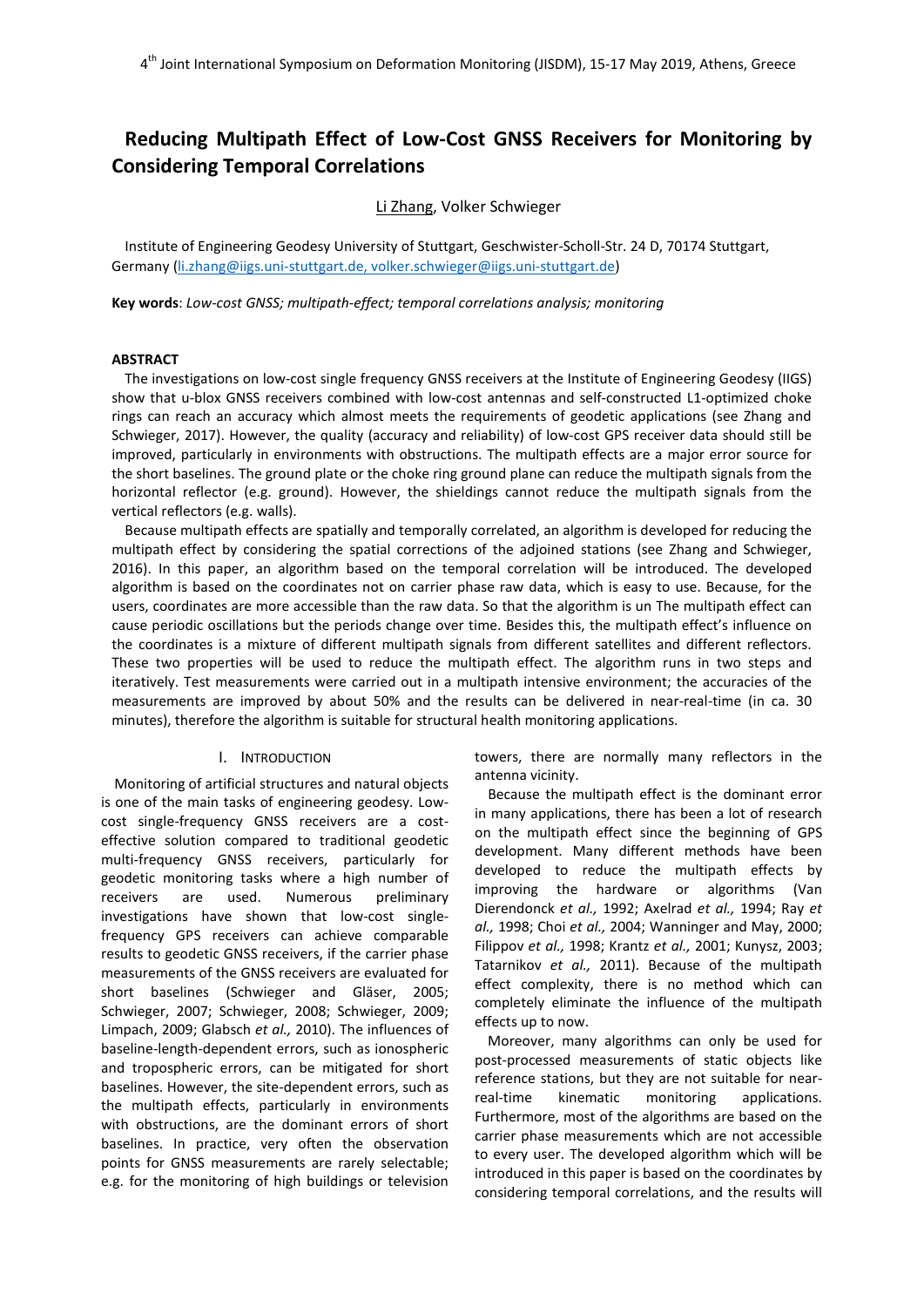# Reducing Multipath Effect of Low-Cost GNSS Receivers for Monitoring by Considering Temporal Correlations

Li Zhang, Volker Schwieger

Institute of Engineering Geodesy University of Stuttgart, Geschwister-Scholl-Str. 24 D, 70174 Stuttgart, Germany (li.zhang@iigs.uni-stuttgart.de, volker.schwieger@iigs.uni-stuttgart.de)

**Key words**: *Low-cost GNSS; multipath-effect; temporal correlations analysis; monitoring*

## ABSTRACT

The investigations on low-cost single frequency GNSS receivers at the Institute of Engineering Geodesy (IIGS) show that u-blox GNSS receivers combined with low-cost antennas and self-constructed L1-optimized choke rings can reach an accuracy which almost meets the requirements of geodetic applications (see Zhang and Schwieger, 2017). However, the quality (accuracy and reliability) of low-cost GPS receiver data should still be improved, particularly in environments with obstructions. The multipath effects are a major error source for the short baselines. The ground plate or the choke ring ground plane can reduce the multipath signals from the horizontal reflector (e.g. ground). However, the shieldings cannot reduce the multipath signals from the vertical reflectors (e.g. walls).

Because multipath effects are spatially and temporally correlated, an algorithm is developed for reducing the multipath effect by considering the spatial corrections of the adjoined stations (see Zhang and Schwieger, 2016). In this paper, an algorithm based on the temporal correlation will be introduced. The developed algorithm is based on the coordinates not on carrier phase raw data, which is easy to use. Because, for the users, coordinates are more accessible than the raw data. So that the algorithm is un The multipath effect can cause periodic oscillations but the periods change over time. Besides this, the multipath effect's influence on the coordinates is a mixture of different multipath signals from different satellites and different reflectors. These two properties will be used to reduce the multipath effect. The algorithm runs in two steps and iteratively. Test measurements were carried out in a multipath intensive environment; the accuracies of the measurements are improved by about 50% and the results can be delivered in near-real-time (in ca. 30 minutes), therefore the algorithm is suitable for structural health monitoring applications.

## I. INTRODUCTION

Monitoring of artificial structures and natural objects is one of the main tasks of engineering geodesy. Low-cost single-frequency GNSS receivers are a cost-effective solution compared to traditional geodetic multi-frequency GNSS receivers, particularly for geodetic monitoring tasks where a high number of receivers are used. Numerous preliminary investigations have shown that low-cost single-frequency GPS receivers can achieve comparable results to geodetic GNSS receivers, if the carrier phase measurements of the GNSS receivers are evaluated for short baselines (Schwieger and Gläser, 2005; Schwieger, 2007; Schwieger, 2008; Schwieger, 2009; Limpach, 2009; Glabsch *et al.,* 2010). The influences of baseline-length-dependent errors, such as ionospheric and tropospheric errors, can be mitigated for short baselines. However, the site-dependent errors, such as the multipath effects, particularly in environments with obstructions, are the dominant errors of short baselines. In practice, very often the observation points for GNSS measurements are rarely selectable; e.g. for the monitoring of high buildings or television towers, there are normally many reflectors in the antenna vicinity.

Because the multipath effect is the dominant error in many applications, there has been a lot of research on the multipath effect since the beginning of GPS development. Many different methods have been developed to reduce the multipath effects by improving the hardware or algorithms (Van Dierendonck *et al.,* 1992; Axelrad *et al.,* 1994; Ray *et al.,* 1998; Choi *et al.,* 2004; Wanninger and May, 2000; Filippov *et al.,* 1998; Krantz *et al.,* 2001; Kunysz, 2003; Tatarnikov *et al.,* 2011). Because of the multipath effect complexity, there is no method which can completely eliminate the influence of the multipath effects up to now.

Moreover, many algorithms can only be used for post-processed measurements of static objects like reference stations, but they are not suitable for near-real-time kinematic monitoring applications. Furthermore, most of the algorithms are based on the carrier phase measurements which are not accessible to every user. The developed algorithm which will be introduced in this paper is based on the coordinates by considering temporal correlations, and the results will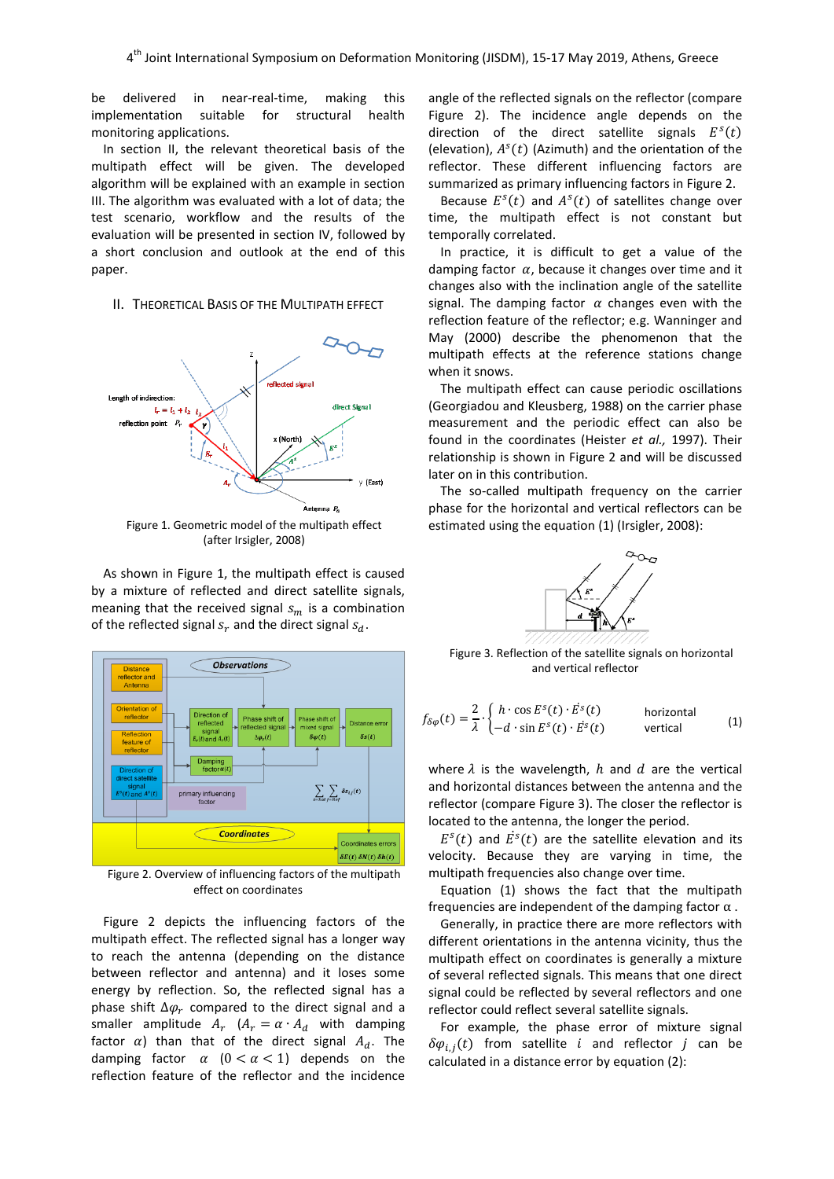be delivered in near-real-time, making this implementation suitable for structural health monitoring applications.

In section II, the relevant theoretical basis of the multipath effect will be given. The developed algorithm will be explained with an example in section III. The algorithm was evaluated with a lot of data; the test scenario, workflow and the results of the evaluation will be presented in section IV, followed by a short conclusion and outlook at the end of this paper.

## II. Theoretical Basis of the Multipath Effect

Figure 1. Geometric model of the multipath effect (after Irsigler, 2008)

As shown in Figure 1, the multipath effect is caused by a mixture of reflected and direct satellite signals, meaning that the received signal $s_m$ is a combination of the reflected signal $s_r$ and the direct signal $s_d$.

Figure 2. Overview of influencing factors of the multipath effect on coordinates

Figure 2 depicts the influencing factors of the multipath effect. The reflected signal has a longer way to reach the antenna (depending on the distance between reflector and antenna) and it loses some energy by reflection. So, the reflected signal has a phase shift $\Delta\varphi_r$ compared to the direct signal and a smaller amplitude $A_r$ ($A_r = \alpha \cdot A_d$ with damping factor $\alpha$) than that of the direct signal $A_d$. The damping factor $\alpha$ ($0 < \alpha < 1$) depends on the reflection feature of the reflector and the incidence angle of the reflected signals on the reflector (compare Figure 2). The incidence angle depends on the direction of the direct satellite signals $E^s(t)$ (elevation), $A^s(t)$ (Azimuth) and the orientation of the reflector. These different influencing factors are summarized as primary influencing factors in Figure 2.

Because $E^s(t)$ and $A^s(t)$ of satellites change over time, the multipath effect is not constant but temporally correlated.

In practice, it is difficult to get a value of the damping factor $\alpha$, because it changes over time and it changes also with the inclination angle of the satellite signal. The damping factor $\alpha$ changes even with the reflection feature of the reflector; e.g. Wanninger and May (2000) describe the phenomenon that the multipath effects at the reference stations change when it snows.

The multipath effect can cause periodic oscillations (Georgiadou and Kleusberg, 1988) on the carrier phase measurement and the periodic effect can also be found in the coordinates (Heister *et al.,* 1997). Their relationship is shown in Figure 2 and will be discussed later on in this contribution.

The so-called multipath frequency on the carrier phase for the horizontal and vertical reflectors can be estimated using the equation (1) (Irsigler, 2008):

Figure 3. Reflection of the satellite signals on horizontal and vertical reflector

$$f_{\delta\varphi}(t) = \frac{2}{\lambda} \cdot \begin{cases} h \cdot \cos E^s(t) \cdot \dot{E}^s(t) & \text{horizontal} \\ -d \cdot \sin E^s(t) \cdot \dot{E}^s(t) & \text{vertical} \end{cases} \quad (1)$$

where $\lambda$ is the wavelength, $h$ and $d$ are the vertical and horizontal distances between the antenna and the reflector (compare Figure 3). The closer the reflector is located to the antenna, the longer the period.

$E^s(t)$ and $\dot{E}^s(t)$ are the satellite elevation and its velocity. Because they are varying in time, the multipath frequencies also change over time.

Equation (1) shows the fact that the multipath frequencies are independent of the damping factor $\alpha$.

Generally, in practice there are more reflectors with different orientations in the antenna vicinity, thus the multipath effect on coordinates is generally a mixture of several reflected signals. This means that one direct signal could be reflected by several reflectors and one reflector could reflect several satellite signals.

For example, the phase error of mixture signal $\delta\varphi_{i,j}(t)$ from satellite $i$ and reflector $j$ can be calculated in a distance error by equation (2):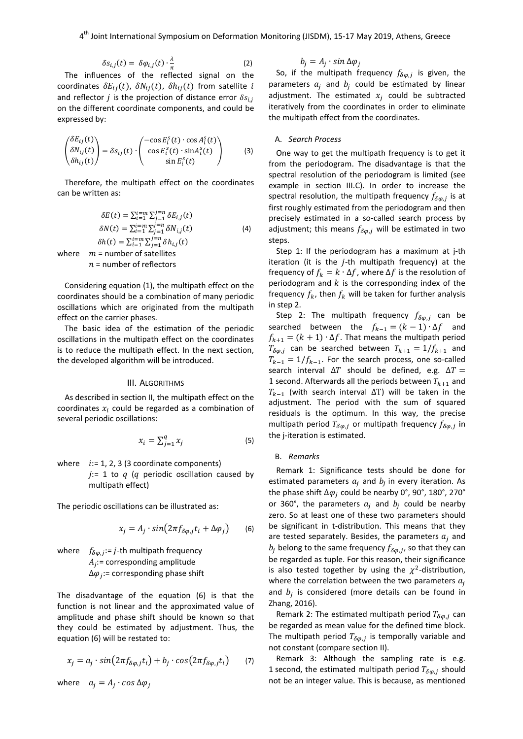$$\delta s_{i,j}(t) = \delta\varphi_{i,j}(t) \cdot \frac{\lambda}{\pi} \tag{2}$$

The influences of the reflected signal on the coordinates $\delta E_{ij}(t)$, $\delta N_{ij}(t)$, $\delta h_{ij}(t)$ from satellite $i$ and reflector $j$ is the projection of distance error $\delta s_{i,j}$ on the different coordinate components, and could be expressed by:

$$\begin{pmatrix} \delta E_{ij}(t) \\ \delta N_{ij}(t) \\ \delta h_{ij}(t) \end{pmatrix} = \delta s_{ij}(t) \cdot \begin{pmatrix} -\cos E_i^s(t) \cdot \cos A_i^s(t) \\ \cos E_i^s(t) \cdot \sin A_i^s(t) \\ \sin E_i^s(t) \end{pmatrix} \tag{3}$$

Therefore, the multipath effect on the coordinates can be written as:

$$\begin{aligned} \delta E(t) &= \textstyle\sum_{i=1}^{i=m} \sum_{j=1}^{j=n} \delta E_{i,j}(t) \\ \delta N(t) &= \textstyle\sum_{i=1}^{i=m} \sum_{j=1}^{j=n} \delta N_{i,j}(t) \\ \delta h(t) &= \textstyle\sum_{i=1}^{i=m} \sum_{j=1}^{j=n} \delta h_{i,j}(t) \end{aligned} \tag{4}$$

where $m$ = number of satellites
$n$ = number of reflectors

Considering equation (1), the multipath effect on the coordinates should be a combination of many periodic oscillations which are originated from the multipath effect on the carrier phases.

The basic idea of the estimation of the periodic oscillations in the multipath effect on the coordinates is to reduce the multipath effect. In the next section, the developed algorithm will be introduced.

## III. Algorithms

As described in section II, the multipath effect on the coordinates $x_i$ could be regarded as a combination of several periodic oscillations:

$$x_i = \sum_{j=1}^{q} x_j \tag{5}$$

where $i$:= 1, 2, 3 (3 coordinate components)
$j$:= 1 to $q$ ($q$ periodic oscillation caused by multipath effect)

The periodic oscillations can be illustrated as:

$$x_j = A_j \cdot \sin(2\pi f_{\delta\varphi,j} t_i + \Delta\varphi_j) \tag{6}$$

where $f_{\delta\varphi,j}$:= $j$-th multipath frequency
$A_j$:= corresponding amplitude
$\Delta\varphi_j$:= corresponding phase shift

The disadvantage of the equation (6) is that the function is not linear and the approximated value of amplitude and phase shift should be known so that they could be estimated by adjustment. Thus, the equation (6) will be restated to:

$$x_j = a_j \cdot \sin(2\pi f_{\delta\varphi,j} t_i) + b_j \cdot \cos(2\pi f_{\delta\varphi,j} t_i) \tag{7}$$

where $a_j = A_j \cdot \cos\Delta\varphi_j$
$b_j = A_j \cdot \sin\Delta\varphi_j$

So, if the multipath frequency $f_{\delta\varphi,j}$ is given, the parameters $a_j$ and $b_j$ could be estimated by linear adjustment. The estimated $x_j$ could be subtracted iteratively from the coordinates in order to eliminate the multipath effect from the coordinates.

### A. *Search Process*

One way to get the multipath frequency is to get it from the periodogram. The disadvantage is that the spectral resolution of the periodogram is limited (see example in section III.C). In order to increase the spectral resolution, the multipath frequency $f_{\delta\varphi,j}$ is at first roughly estimated from the periodogram and then precisely estimated in a so-called search process by adjustment; this means $f_{\delta\varphi,j}$ will be estimated in two steps.

Step 1: If the periodogram has a maximum at j-th iteration (it is the $j$-th multipath frequency) at the frequency of $f_k = k \cdot \Delta f$, where $\Delta f$ is the resolution of periodogram and $k$ is the corresponding index of the frequency $f_k$, then $f_k$ will be taken for further analysis in step 2.

Step 2: The multipath frequency $f_{\delta\varphi,j}$ can be searched between the $f_{k-1} = (k-1) \cdot \Delta f$ and $f_{k+1} = (k+1) \cdot \Delta f$. That means the multipath period $T_{\delta\varphi,j}$ can be searched between $T_{k+1} = 1/f_{k+1}$ and $T_{k-1} = 1/f_{k-1}$. For the search process, one so-called search interval $\Delta T$ should be defined, e.g. $\Delta T =$ 1 second. Afterwards all the periods between $T_{k+1}$ and $T_{k-1}$ (with search interval $\Delta$T) will be taken in the adjustment. The period with the sum of squared residuals is the optimum. In this way, the precise multipath period $T_{\delta\varphi,j}$ or multipath frequency $f_{\delta\varphi,j}$ in the j-iteration is estimated.

### B. *Remarks*

Remark 1: Significance tests should be done for estimated parameters $a_j$ and $b_j$ in every iteration. As the phase shift $\Delta\varphi_j$ could be nearby 0°, 90°, 180°, 270° or 360°, the parameters $a_j$ and $b_j$ could be nearby zero. So at least one of these two parameters should be significant in t-distribution. This means that they are tested separately. Besides, the parameters $a_j$ and $b_j$ belong to the same frequency $f_{\delta\varphi,j}$, so that they can be regarded as tuple. For this reason, their significance is also tested together by using the $\chi^2$-distribution, where the correlation between the two parameters $a_j$ and $b_j$ is considered (more details can be found in Zhang, 2016).

Remark 2: The estimated multipath period $T_{\delta\varphi,j}$ can be regarded as mean value for the defined time block. The multipath period $T_{\delta\varphi,j}$ is temporally variable and not constant (compare section II).

Remark 3: Although the sampling rate is e.g. 1 second, the estimated multipath period $T_{\delta\varphi,j}$ should not be an integer value. This is because, as mentioned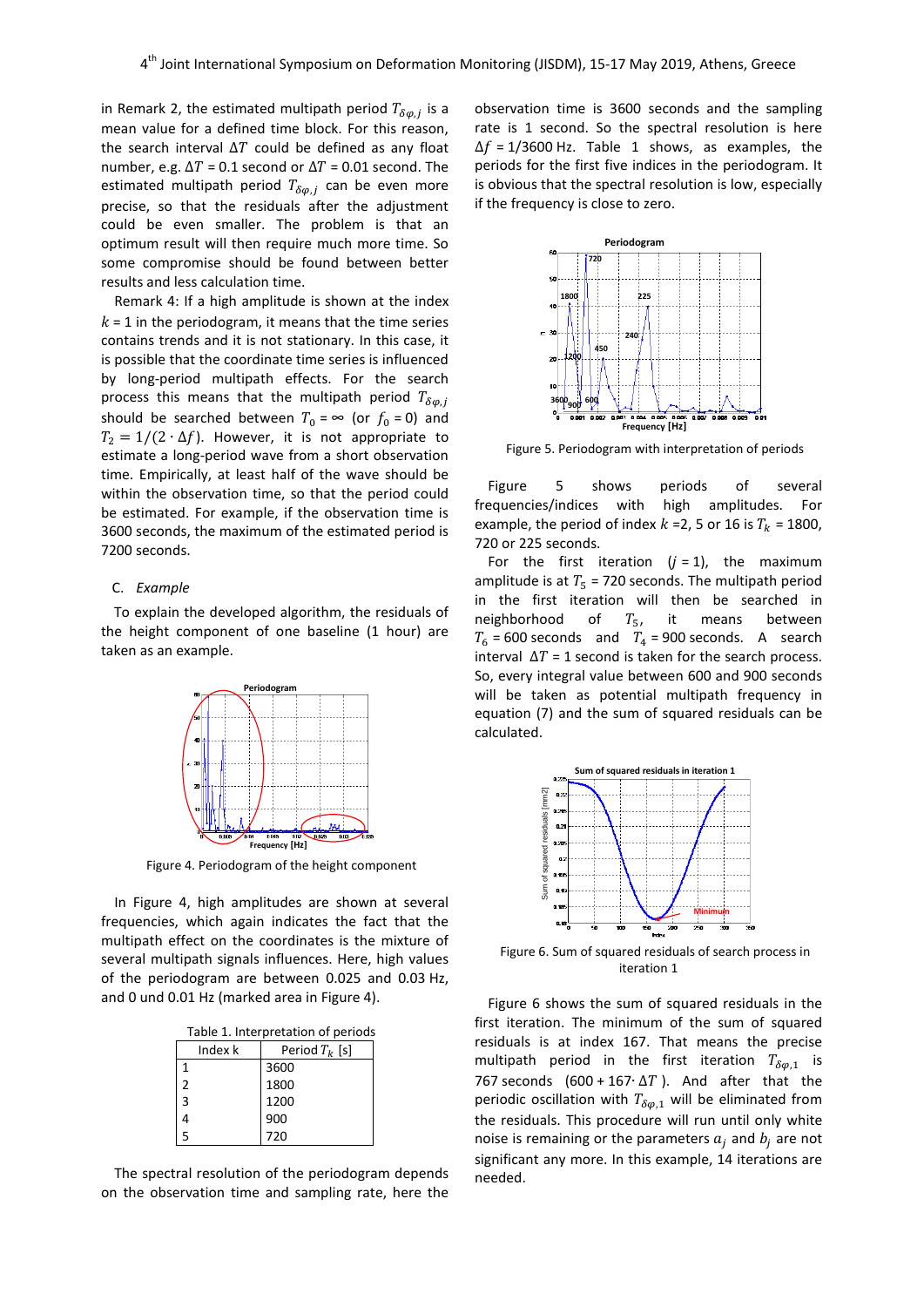in Remark 2, the estimated multipath period $T_{\delta\varphi,j}$ is a mean value for a defined time block. For this reason, the search interval $\Delta T$ could be defined as any float number, e.g. $\Delta T$ = 0.1 second or $\Delta T$ = 0.01 second. The estimated multipath period $T_{\delta\varphi,j}$ can be even more precise, so that the residuals after the adjustment could be even smaller. The problem is that an optimum result will then require much more time. So some compromise should be found between better results and less calculation time.

Remark 4: If a high amplitude is shown at the index $k$ = 1 in the periodogram, it means that the time series contains trends and it is not stationary. In this case, it is possible that the coordinate time series is influenced by long-period multipath effects. For the search process this means that the multipath period $T_{\delta\varphi,j}$ should be searched between $T_0 = \infty$ (or $f_0 = 0$) and $T_2 = 1/(2 \cdot \Delta f)$. However, it is not appropriate to estimate a long-period wave from a short observation time. Empirically, at least half of the wave should be within the observation time, so that the period could be estimated. For example, if the observation time is 3600 seconds, the maximum of the estimated period is 7200 seconds.

### C. *Example*

To explain the developed algorithm, the residuals of the height component of one baseline (1 hour) are taken as an example.

Figure 4. Periodogram of the height component

In Figure 4, high amplitudes are shown at several frequencies, which again indicates the fact that the multipath effect on the coordinates is the mixture of several multipath signals influences. Here, high values of the periodogram are between 0.025 and 0.03 Hz, and 0 und 0.01 Hz (marked area in Figure 4).

Table 1. Interpretation of periods

| Index k | Period $T_k$ [s] |
|---|---|
| 1 | 3600 |
| 2 | 1800 |
| 3 | 1200 |
| 4 | 900 |
| 5 | 720 |

The spectral resolution of the periodogram depends on the observation time and sampling rate, here the observation time is 3600 seconds and the sampling rate is 1 second. So the spectral resolution is here $\Delta f$ = 1/3600 Hz. Table 1 shows, as examples, the periods for the first five indices in the periodogram. It is obvious that the spectral resolution is low, especially if the frequency is close to zero.

Figure 5. Periodogram with interpretation of periods

Figure 5 shows periods of several frequencies/indices with high amplitudes. For example, the period of index $k$ =2, 5 or 16 is $T_k$ = 1800, 720 or 225 seconds.

For the first iteration ($j$ = 1), the maximum amplitude is at $T_5$ = 720 seconds. The multipath period in the first iteration will then be searched in neighborhood of $T_5$, it means between $T_6$ = 600 seconds and $T_4$ = 900 seconds. A search interval $\Delta T$ = 1 second is taken for the search process. So, every integral value between 600 and 900 seconds will be taken as potential multipath frequency in equation (7) and the sum of squared residuals can be calculated.

Figure 6. Sum of squared residuals of search process in iteration 1

Figure 6 shows the sum of squared residuals in the first iteration. The minimum of the sum of squared residuals is at index 167. That means the precise multipath period in the first iteration $T_{\delta\varphi,1}$ is 767 seconds $(600 + 167 \cdot \Delta T)$. And after that the periodic oscillation with $T_{\delta\varphi,1}$ will be eliminated from the residuals. This procedure will run until only white noise is remaining or the parameters $a_j$ and $b_j$ are not significant any more. In this example, 14 iterations are needed.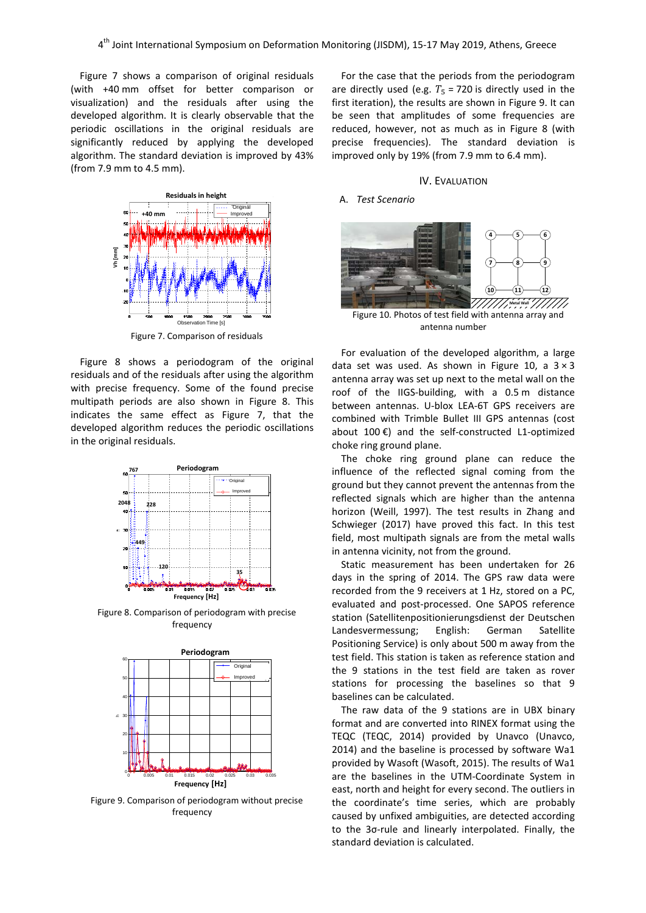Figure 7 shows a comparison of original residuals (with +40 mm offset for better comparison or visualization) and the residuals after using the developed algorithm. It is clearly observable that the periodic oscillations in the original residuals are significantly reduced by applying the developed algorithm. The standard deviation is improved by 43% (from 7.9 mm to 4.5 mm).

Figure 7. Comparison of residuals

Figure 8 shows a periodogram of the original residuals and of the residuals after using the algorithm with precise frequency. Some of the found precise multipath periods are also shown in Figure 8. This indicates the same effect as Figure 7, that the developed algorithm reduces the periodic oscillations in the original residuals.

Figure 8. Comparison of periodogram with precise frequency

Figure 9. Comparison of periodogram without precise frequency

For the case that the periods from the periodogram are directly used (e.g. $T_5$ = 720 is directly used in the first iteration), the results are shown in Figure 9. It can be seen that amplitudes of some frequencies are reduced, however, not as much as in Figure 8 (with precise frequencies). The standard deviation is improved only by 19% (from 7.9 mm to 6.4 mm).

## IV. EVALUATION

### A. *Test Scenario*

Figure 10. Photos of test field with antenna array and antenna number

For evaluation of the developed algorithm, a large data set was used. As shown in Figure 10, a 3 × 3 antenna array was set up next to the metal wall on the roof of the IIGS-building, with a 0.5 m distance between antennas. U-blox LEA-6T GPS receivers are combined with Trimble Bullet III GPS antennas (cost about 100 €) and the self-constructed L1-optimized choke ring ground plane.

The choke ring ground plane can reduce the influence of the reflected signal coming from the ground but they cannot prevent the antennas from the reflected signals which are higher than the antenna horizon (Weill, 1997). The test results in Zhang and Schwieger (2017) have proved this fact. In this test field, most multipath signals are from the metal walls in antenna vicinity, not from the ground.

Static measurement has been undertaken for 26 days in the spring of 2014. The GPS raw data were recorded from the 9 receivers at 1 Hz, stored on a PC, evaluated and post-processed. One SAPOS reference station (Satellitenpositionierungsdienst der Deutschen Landesvermessung; English: German Satellite Positioning Service) is only about 500 m away from the test field. This station is taken as reference station and the 9 stations in the test field are taken as rover stations for processing the baselines so that 9 baselines can be calculated.

The raw data of the 9 stations are in UBX binary format and are converted into RINEX format using the TEQC (TEQC, 2014) provided by Unavco (Unavco, 2014) and the baseline is processed by software Wa1 provided by Wasoft (Wasoft, 2015). The results of Wa1 are the baselines in the UTM-Coordinate System in east, north and height for every second. The outliers in the coordinate's time series, which are probably caused by unfixed ambiguities, are detected according to the 3σ-rule and linearly interpolated. Finally, the standard deviation is calculated.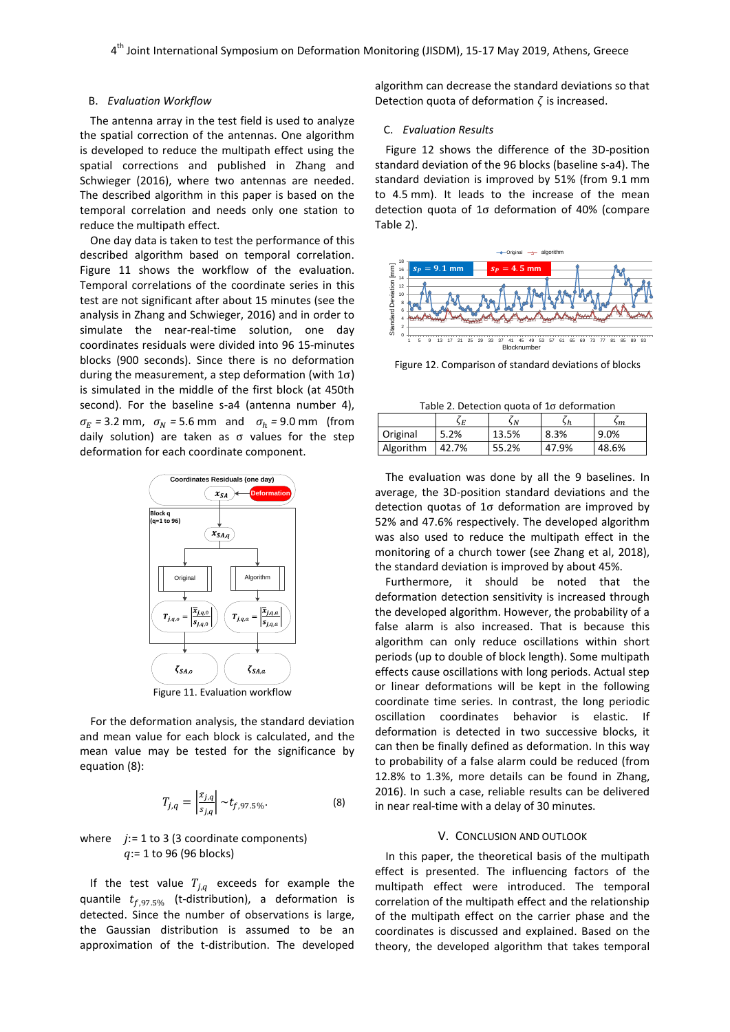### B. *Evaluation Workflow*

The antenna array in the test field is used to analyze the spatial correction of the antennas. One algorithm is developed to reduce the multipath effect using the spatial corrections and published in Zhang and Schwieger (2016), where two antennas are needed. The described algorithm in this paper is based on the temporal correlation and needs only one station to reduce the multipath effect.

One day data is taken to test the performance of this described algorithm based on temporal correlation. Figure 11 shows the workflow of the evaluation. Temporal correlations of the coordinate series in this test are not significant after about 15 minutes (see the analysis in Zhang and Schwieger, 2016) and in order to simulate the near-real-time solution, one day coordinates residuals were divided into 96 15-minutes blocks (900 seconds). Since there is no deformation during the measurement, a step deformation (with 1σ) is simulated in the middle of the first block (at 450th second). For the baseline s-a4 (antenna number 4), $\sigma_E$ = 3.2 mm, $\sigma_N$ = 5.6 mm and $\sigma_h$ = 9.0 mm (from daily solution) are taken as σ values for the step deformation for each coordinate component.

Figure 11. Evaluation workflow

For the deformation analysis, the standard deviation and mean value for each block is calculated, and the mean value may be tested for the significance by equation (8):

$$T_{j,q} = \left|\frac{\bar{x}_{j,q}}{s_{j,q}}\right| \sim t_{f,97.5\%}. \quad (8)$$

where $j$:= 1 to 3 (3 coordinate components)
$q$:= 1 to 96 (96 blocks)

If the test value $T_{j,q}$ exceeds for example the quantile $t_{f,97.5\%}$ (t-distribution), a deformation is detected. Since the number of observations is large, the Gaussian distribution is assumed to be an approximation of the t-distribution. The developed algorithm can decrease the standard deviations so that Detection quota of deformation ζ is increased.

### C. *Evaluation Results*

Figure 12 shows the difference of the 3D-position standard deviation of the 96 blocks (baseline s-a4). The standard deviation is improved by 51% (from 9.1 mm to 4.5 mm). It leads to the increase of the mean detection quota of 1σ deformation of 40% (compare Table 2).

Figure 12. Comparison of standard deviations of blocks

Table 2. Detection quota of 1σ deformation

| | $\zeta_E$ | $\zeta_N$ | $\zeta_h$ | $\zeta_m$ |
|---|---|---|---|---|
| Original | 5.2% | 13.5% | 8.3% | 9.0% |
| Algorithm | 42.7% | 55.2% | 47.9% | 48.6% |

The evaluation was done by all the 9 baselines. In average, the 3D-position standard deviations and the detection quotas of 1σ deformation are improved by 52% and 47.6% respectively. The developed algorithm was also used to reduce the multipath effect in the monitoring of a church tower (see Zhang et al, 2018), the standard deviation is improved by about 45%.

Furthermore, it should be noted that the deformation detection sensitivity is increased through the developed algorithm. However, the probability of a false alarm is also increased. That is because this algorithm can only reduce oscillations within short periods (up to double of block length). Some multipath effects cause oscillations with long periods. Actual step or linear deformations will be kept in the following coordinate time series. In contrast, the long periodic oscillation coordinates behavior is elastic. If deformation is detected in two successive blocks, it can then be finally defined as deformation. In this way to probability of a false alarm could be reduced (from 12.8% to 1.3%, more details can be found in Zhang, 2016). In such a case, reliable results can be delivered in near real-time with a delay of 30 minutes.

## V. Conclusion and Outlook

In this paper, the theoretical basis of the multipath effect is presented. The influencing factors of the multipath effect were introduced. The temporal correlation of the multipath effect and the relationship of the multipath effect on the carrier phase and the coordinates is discussed and explained. Based on the theory, the developed algorithm that takes temporal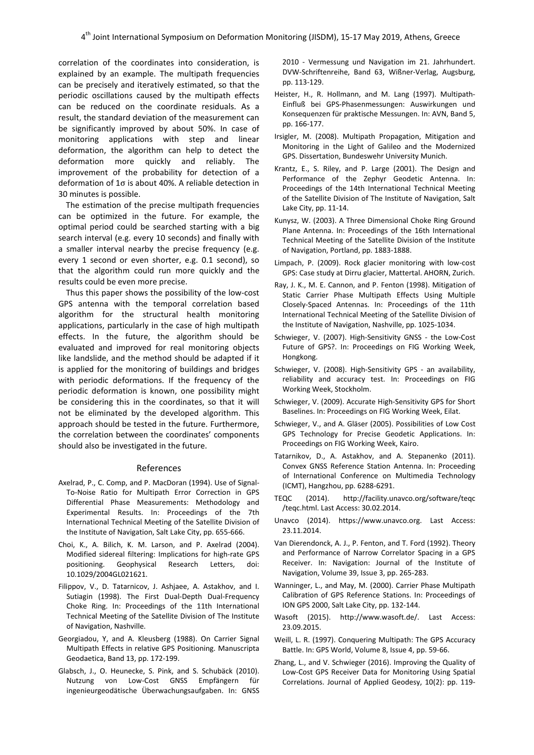correlation of the coordinates into consideration, is explained by an example. The multipath frequencies can be precisely and iteratively estimated, so that the periodic oscillations caused by the multipath effects can be reduced on the coordinate residuals. As a result, the standard deviation of the measurement can be significantly improved by about 50%. In case of monitoring applications with step and linear deformation, the algorithm can help to detect the deformation more quickly and reliably. The improvement of the probability for detection of a deformation of 1σ is about 40%. A reliable detection in 30 minutes is possible.

The estimation of the precise multipath frequencies can be optimized in the future. For example, the optimal period could be searched starting with a big search interval (e.g. every 10 seconds) and finally with a smaller interval nearby the precise frequency (e.g. every 1 second or even shorter, e.g. 0.1 second), so that the algorithm could run more quickly and the results could be even more precise.

Thus this paper shows the possibility of the low-cost GPS antenna with the temporal correlation based algorithm for the structural health monitoring applications, particularly in the case of high multipath effects. In the future, the algorithm should be evaluated and improved for real monitoring objects like landslide, and the method should be adapted if it is applied for the monitoring of buildings and bridges with periodic deformations. If the frequency of the periodic deformation is known, one possibility might be considering this in the coordinates, so that it will not be eliminated by the developed algorithm. This approach should be tested in the future. Furthermore, the correlation between the coordinates' components should also be investigated in the future.

## References

Axelrad, P., C. Comp, and P. MacDoran (1994). Use of Signal-To-Noise Ratio for Multipath Error Correction in GPS Differential Phase Measurements: Methodology and Experimental Results. In: Proceedings of the 7th International Technical Meeting of the Satellite Division of the Institute of Navigation, Salt Lake City, pp. 655-666.

Choi, K., A. Bilich, K. M. Larson, and P. Axelrad (2004). Modified sidereal filtering: Implications for high-rate GPS positioning. Geophysical Research Letters, doi: 10.1029/2004GL021621.

Filippov, V., D. Tatarnicov, J. Ashjaee, A. Astakhov, and I. Sutiagin (1998). The First Dual-Depth Dual-Frequency Choke Ring. In: Proceedings of the 11th International Technical Meeting of the Satellite Division of The Institute of Navigation, Nashville.

Georgiadou, Y, and A. Kleusberg (1988). On Carrier Signal Multipath Effects in relative GPS Positioning. Manuscripta Geodaetica, Band 13, pp. 172-199.

Glabsch, J., O. Heunecke, S. Pink, and S. Schubäck (2010). Nutzung von Low-Cost GNSS Empfängern für ingenieurgeodätische Überwachungsaufgaben. In: GNSS 2010 - Vermessung und Navigation im 21. Jahrhundert. DVW-Schriftenreihe, Band 63, Wißner-Verlag, Augsburg, pp. 113-129.

Heister, H., R. Hollmann, and M. Lang (1997). Multipath-Einfluß bei GPS-Phasenmessungen: Auswirkungen und Konsequenzen für praktische Messungen. In: AVN, Band 5, pp. 166-177.

Irsigler, M. (2008). Multipath Propagation, Mitigation and Monitoring in the Light of Galileo and the Modernized GPS. Dissertation, Bundeswehr University Munich.

Krantz, E., S. Riley, and P. Large (2001). The Design and Performance of the Zephyr Geodetic Antenna. In: Proceedings of the 14th International Technical Meeting of the Satellite Division of The Institute of Navigation, Salt Lake City, pp. 11-14.

Kunysz, W. (2003). A Three Dimensional Choke Ring Ground Plane Antenna. In: Proceedings of the 16th International Technical Meeting of the Satellite Division of the Institute of Navigation, Portland, pp. 1883-1888.

Limpach, P. (2009). Rock glacier monitoring with low-cost GPS: Case study at Dirru glacier, Mattertal. AHORN, Zurich.

Ray, J. K., M. E. Cannon, and P. Fenton (1998). Mitigation of Static Carrier Phase Multipath Effects Using Multiple Closely-Spaced Antennas. In: Proceedings of the 11th International Technical Meeting of the Satellite Division of the Institute of Navigation, Nashville, pp. 1025-1034.

Schwieger, V. (2007). High-Sensitivity GNSS - the Low-Cost Future of GPS?. In: Proceedings on FIG Working Week, Hongkong.

Schwieger, V. (2008). High-Sensitivity GPS - an availability, reliability and accuracy test. In: Proceedings on FIG Working Week, Stockholm.

Schwieger, V. (2009). Accurate High-Sensitivity GPS for Short Baselines. In: Proceedings on FIG Working Week, Eilat.

Schwieger, V., and A. Gläser (2005). Possibilities of Low Cost GPS Technology for Precise Geodetic Applications. In: Proceedings on FIG Working Week, Kairo.

Tatarnikov, D., A. Astakhov, and A. Stepanenko (2011). Convex GNSS Reference Station Antenna. In: Proceeding of International Conference on Multimedia Technology (ICMT), Hangzhou, pp. 6288-6291.

TEQC (2014). http://facility.unavco.org/software/teqc /teqc.html. Last Access: 30.02.2014.

Unavco (2014). https://www.unavco.org. Last Access: 23.11.2014.

Van Dierendonck, A. J., P. Fenton, and T. Ford (1992). Theory and Performance of Narrow Correlator Spacing in a GPS Receiver. In: Navigation: Journal of the Institute of Navigation, Volume 39, Issue 3, pp. 265-283.

Wanninger, L., and May, M. (2000). Carrier Phase Multipath Calibration of GPS Reference Stations. In: Proceedings of ION GPS 2000, Salt Lake City, pp. 132-144.

Wasoft (2015). http://www.wasoft.de/. Last Access: 23.09.2015.

Weill, L. R. (1997). Conquering Multipath: The GPS Accuracy Battle. In: GPS World, Volume 8, Issue 4, pp. 59-66.

Zhang, L., and V. Schwieger (2016). Improving the Quality of Low-Cost GPS Receiver Data for Monitoring Using Spatial Correlations. Journal of Applied Geodesy, 10(2): pp. 119-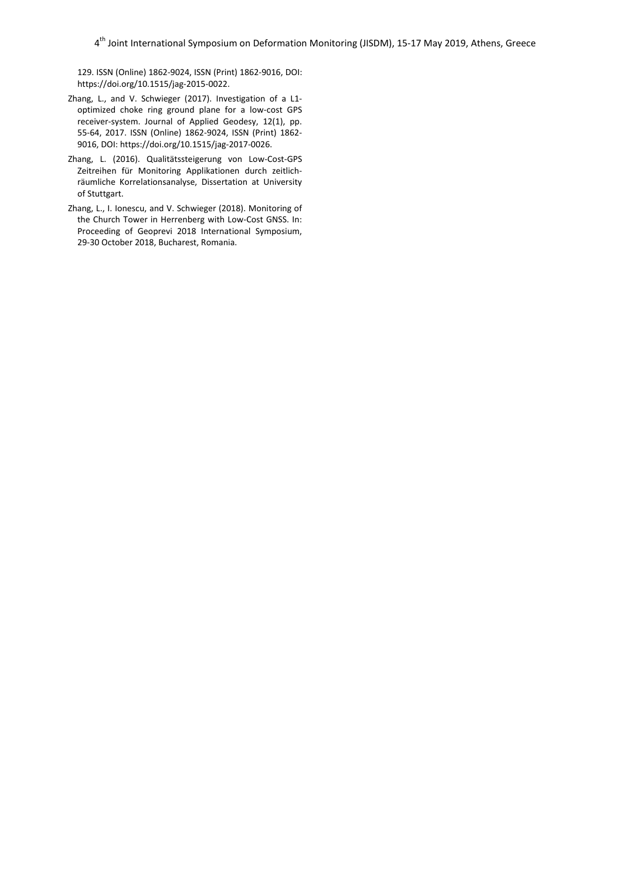129. ISSN (Online) 1862-9024, ISSN (Print) 1862-9016, DOI: https://doi.org/10.1515/jag-2015-0022.

Zhang, L., and V. Schwieger (2017). Investigation of a L1-optimized choke ring ground plane for a low-cost GPS receiver-system. Journal of Applied Geodesy, 12(1), pp. 55-64, 2017. ISSN (Online) 1862-9024, ISSN (Print) 1862-9016, DOI: https://doi.org/10.1515/jag-2017-0026.

Zhang, L. (2016). Qualitätssteigerung von Low-Cost-GPS Zeitreihen für Monitoring Applikationen durch zeitlich-räumliche Korrelationsanalyse, Dissertation at University of Stuttgart.

Zhang, L., I. Ionescu, and V. Schwieger (2018). Monitoring of the Church Tower in Herrenberg with Low-Cost GNSS. In: Proceeding of Geoprevi 2018 International Symposium, 29-30 October 2018, Bucharest, Romania.